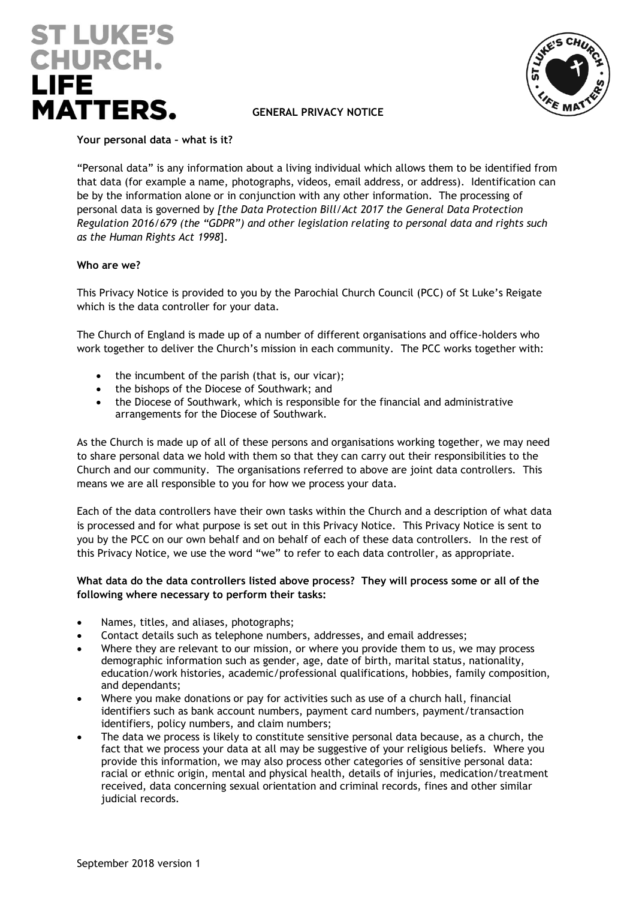# ST LUKE'S CHURCH. LIFE MATTERS.

## GENERAL PRIVACY NOTICE

**Your personal data – what is it?**

"Personal data" is any information about a living individual which allows them to be identified from that data (for example a name, photographs, videos, email address, or address). Identification can be by the information alone or in conjunction with any other information. The processing of personal data is governed by *[the Data Protection Bill/Act 2017 the General Data Protection Regulation 2016/679 (the "GDPR") and other legislation relating to personal data and rights such as the Human Rights Act 1998*].

**Who are we?**

This Privacy Notice is provided to you by the Parochial Church Council (PCC) of St Luke's Reigate which is the data controller for your data.

The Church of England is made up of a number of different organisations and office-holders who work together to deliver the Church's mission in each community. The PCC works together with:

- the incumbent of the parish (that is, our vicar);
- the bishops of the Diocese of Southwark; and
- the Diocese of Southwark, which is responsible for the financial and administrative arrangements for the Diocese of Southwark.

As the Church is made up of all of these persons and organisations working together, we may need to share personal data we hold with them so that they can carry out their responsibilities to the Church and our community. The organisations referred to above are joint data controllers. This means we are all responsible to you for how we process your data.

Each of the data controllers have their own tasks within the Church and a description of what data is processed and for what purpose is set out in this Privacy Notice. This Privacy Notice is sent to you by the PCC on our own behalf and on behalf of each of these data controllers. In the rest of this Privacy Notice, we use the word "we" to refer to each data controller, as appropriate.

**What data do the data controllers listed above process? They will process some or all of the following where necessary to perform their tasks:**

- Names, titles, and aliases, photographs;
- Contact details such as telephone numbers, addresses, and email addresses;
- Where they are relevant to our mission, or where you provide them to us, we may process demographic information such as gender, age, date of birth, marital status, nationality, education/work histories, academic/professional qualifications, hobbies, family composition, and dependants;
- Where you make donations or pay for activities such as use of a church hall, financial identifiers such as bank account numbers, payment card numbers, payment/transaction identifiers, policy numbers, and claim numbers;
- The data we process is likely to constitute sensitive personal data because, as a church, the fact that we process your data at all may be suggestive of your religious beliefs. Where you provide this information, we may also process other categories of sensitive personal data: racial or ethnic origin, mental and physical health, details of injuries, medication/treatment received, data concerning sexual orientation and criminal records, fines and other similar judicial records.

September 2018 version 1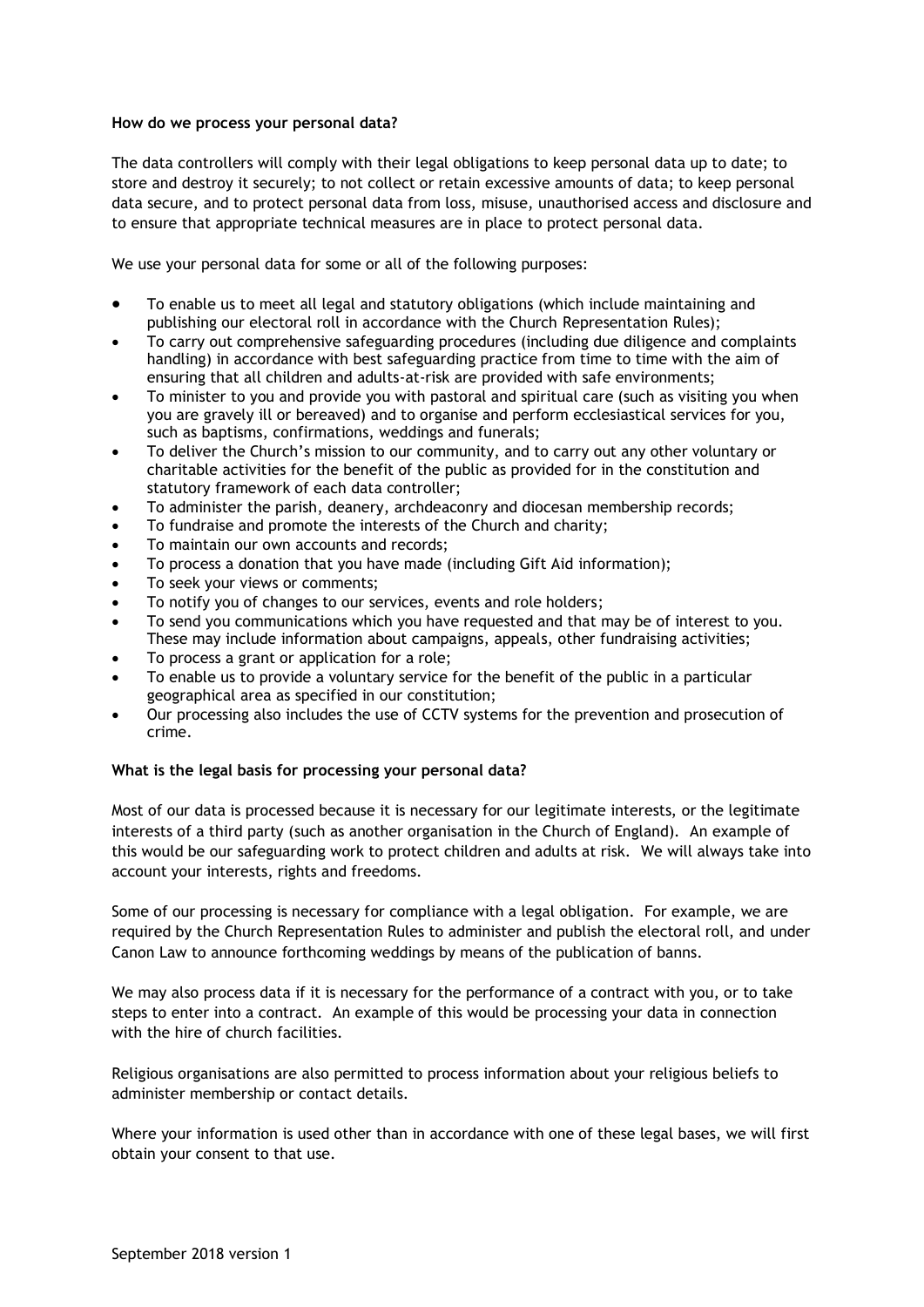**How do we process your personal data?**

The data controllers will comply with their legal obligations to keep personal data up to date; to store and destroy it securely; to not collect or retain excessive amounts of data; to keep personal data secure, and to protect personal data from loss, misuse, unauthorised access and disclosure and to ensure that appropriate technical measures are in place to protect personal data.

We use your personal data for some or all of the following purposes:

- To enable us to meet all legal and statutory obligations (which include maintaining and publishing our electoral roll in accordance with the Church Representation Rules);
- To carry out comprehensive safeguarding procedures (including due diligence and complaints handling) in accordance with best safeguarding practice from time to time with the aim of ensuring that all children and adults-at-risk are provided with safe environments;
- To minister to you and provide you with pastoral and spiritual care (such as visiting you when you are gravely ill or bereaved) and to organise and perform ecclesiastical services for you, such as baptisms, confirmations, weddings and funerals;
- To deliver the Church's mission to our community, and to carry out any other voluntary or charitable activities for the benefit of the public as provided for in the constitution and statutory framework of each data controller;
- To administer the parish, deanery, archdeaconry and diocesan membership records;
- To fundraise and promote the interests of the Church and charity;
- To maintain our own accounts and records;
- To process a donation that you have made (including Gift Aid information);
- To seek your views or comments;
- To notify you of changes to our services, events and role holders;
- To send you communications which you have requested and that may be of interest to you. These may include information about campaigns, appeals, other fundraising activities;
- To process a grant or application for a role;
- To enable us to provide a voluntary service for the benefit of the public in a particular geographical area as specified in our constitution;
- Our processing also includes the use of CCTV systems for the prevention and prosecution of crime.

**What is the legal basis for processing your personal data?**

Most of our data is processed because it is necessary for our legitimate interests, or the legitimate interests of a third party (such as another organisation in the Church of England). An example of this would be our safeguarding work to protect children and adults at risk. We will always take into account your interests, rights and freedoms.

Some of our processing is necessary for compliance with a legal obligation. For example, we are required by the Church Representation Rules to administer and publish the electoral roll, and under Canon Law to announce forthcoming weddings by means of the publication of banns.

We may also process data if it is necessary for the performance of a contract with you, or to take steps to enter into a contract. An example of this would be processing your data in connection with the hire of church facilities.

Religious organisations are also permitted to process information about your religious beliefs to administer membership or contact details.

Where your information is used other than in accordance with one of these legal bases, we will first obtain your consent to that use.

September 2018 version 1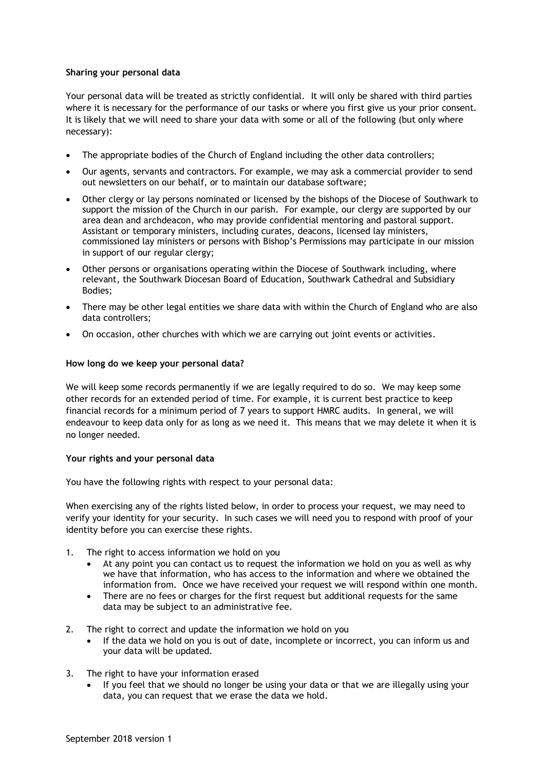**Sharing your personal data**

Your personal data will be treated as strictly confidential. It will only be shared with third parties where it is necessary for the performance of our tasks or where you first give us your prior consent. It is likely that we will need to share your data with some or all of the following (but only where necessary):

- The appropriate bodies of the Church of England including the other data controllers;
- Our agents, servants and contractors. For example, we may ask a commercial provider to send out newsletters on our behalf, or to maintain our database software;
- Other clergy or lay persons nominated or licensed by the bishops of the Diocese of Southwark to support the mission of the Church in our parish. For example, our clergy are supported by our area dean and archdeacon, who may provide confidential mentoring and pastoral support. Assistant or temporary ministers, including curates, deacons, licensed lay ministers, commissioned lay ministers or persons with Bishop's Permissions may participate in our mission in support of our regular clergy;
- Other persons or organisations operating within the Diocese of Southwark including, where relevant, the Southwark Diocesan Board of Education, Southwark Cathedral and Subsidiary Bodies;
- There may be other legal entities we share data with within the Church of England who are also data controllers;
- On occasion, other churches with which we are carrying out joint events or activities.

**How long do we keep your personal data?**

We will keep some records permanently if we are legally required to do so. We may keep some other records for an extended period of time. For example, it is current best practice to keep financial records for a minimum period of 7 years to support HMRC audits. In general, we will endeavour to keep data only for as long as we need it. This means that we may delete it when it is no longer needed.

**Your rights and your personal data**

You have the following rights with respect to your personal data:

When exercising any of the rights listed below, in order to process your request, we may need to verify your identity for your security. In such cases we will need you to respond with proof of your identity before you can exercise these rights.

1. The right to access information we hold on you
   - At any point you can contact us to request the information we hold on you as well as why we have that information, who has access to the information and where we obtained the information from. Once we have received your request we will respond within one month.
   - There are no fees or charges for the first request but additional requests for the same data may be subject to an administrative fee.
2. The right to correct and update the information we hold on you
   - If the data we hold on you is out of date, incomplete or incorrect, you can inform us and your data will be updated.
3. The right to have your information erased
   - If you feel that we should no longer be using your data or that we are illegally using your data, you can request that we erase the data we hold.

September 2018 version 1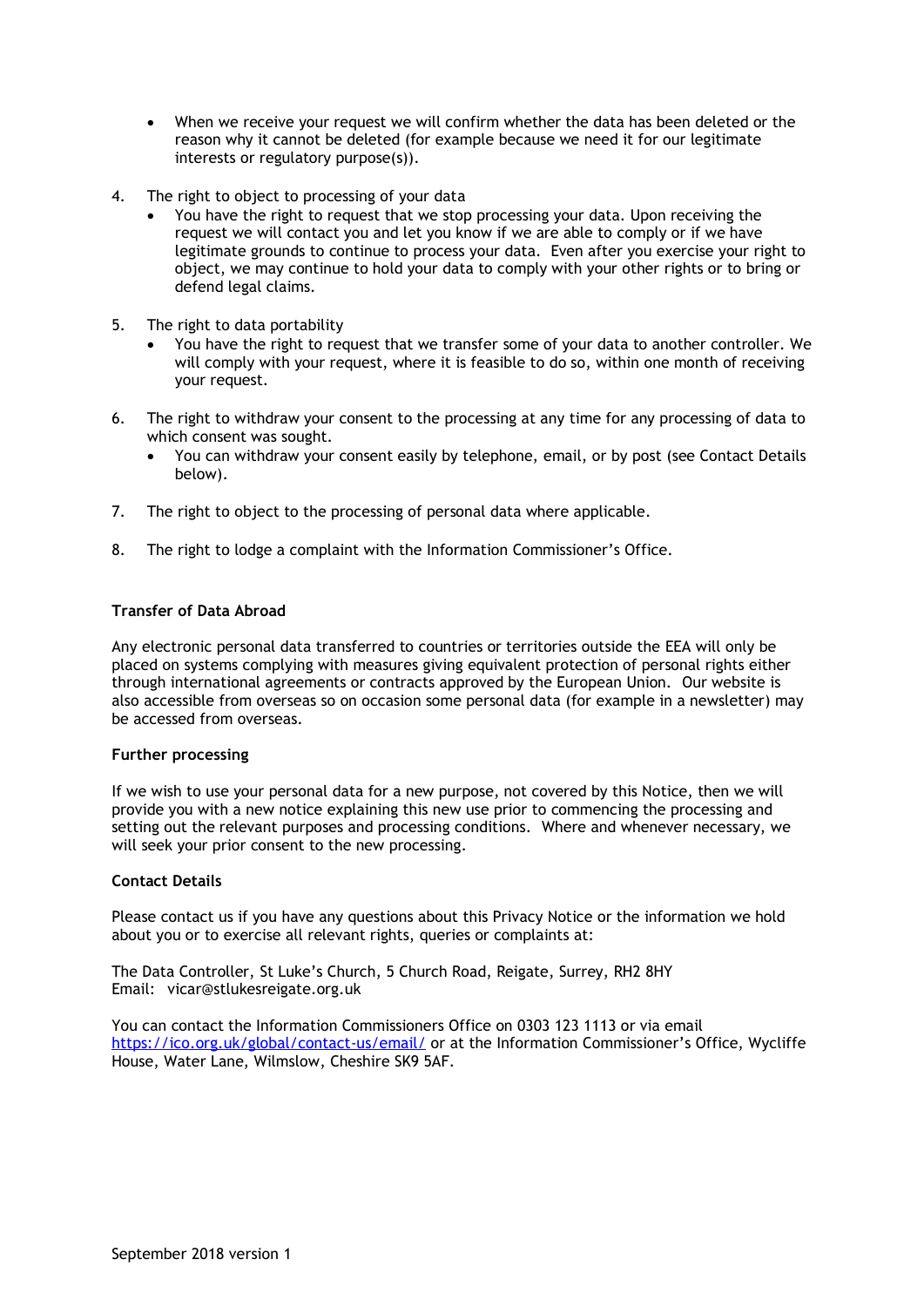- When we receive your request we will confirm whether the data has been deleted or the reason why it cannot be deleted (for example because we need it for our legitimate interests or regulatory purpose(s)).

4. The right to object to processing of your data
   - You have the right to request that we stop processing your data. Upon receiving the request we will contact you and let you know if we are able to comply or if we have legitimate grounds to continue to process your data. Even after you exercise your right to object, we may continue to hold your data to comply with your other rights or to bring or defend legal claims.

5. The right to data portability
   - You have the right to request that we transfer some of your data to another controller. We will comply with your request, where it is feasible to do so, within one month of receiving your request.

6. The right to withdraw your consent to the processing at any time for any processing of data to which consent was sought.
   - You can withdraw your consent easily by telephone, email, or by post (see Contact Details below).

7. The right to object to the processing of personal data where applicable.

8. The right to lodge a complaint with the Information Commissioner's Office.

**Transfer of Data Abroad**

Any electronic personal data transferred to countries or territories outside the EEA will only be placed on systems complying with measures giving equivalent protection of personal rights either through international agreements or contracts approved by the European Union. Our website is also accessible from overseas so on occasion some personal data (for example in a newsletter) may be accessed from overseas.

**Further processing**

If we wish to use your personal data for a new purpose, not covered by this Notice, then we will provide you with a new notice explaining this new use prior to commencing the processing and setting out the relevant purposes and processing conditions. Where and whenever necessary, we will seek your prior consent to the new processing.

**Contact Details**

Please contact us if you have any questions about this Privacy Notice or the information we hold about you or to exercise all relevant rights, queries or complaints at:

The Data Controller, St Luke's Church, 5 Church Road, Reigate, Surrey, RH2 8HY
Email: vicar@stlukesreigate.org.uk

You can contact the Information Commissioners Office on 0303 123 1113 or via email https://ico.org.uk/global/contact-us/email/ or at the Information Commissioner's Office, Wycliffe House, Water Lane, Wilmslow, Cheshire SK9 5AF.

September 2018 version 1